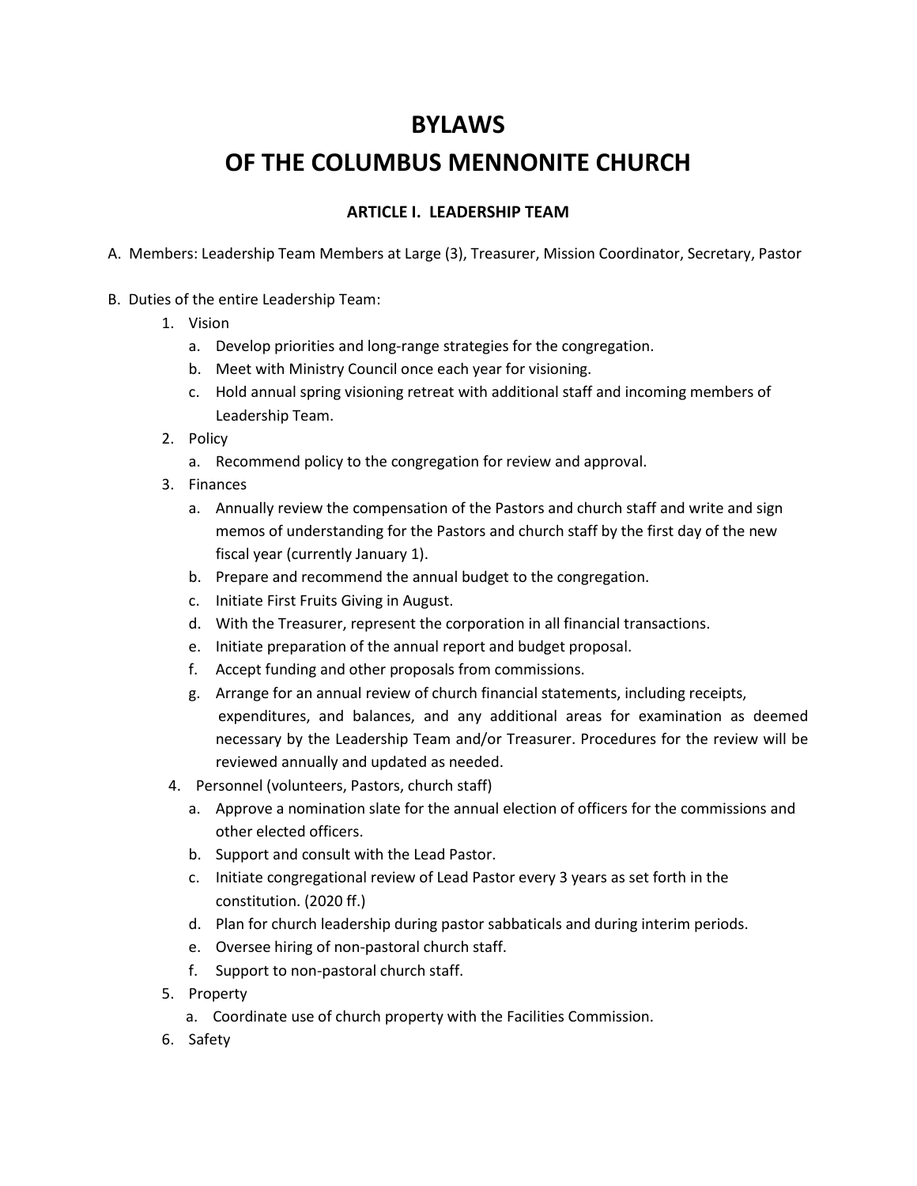# BYLAWS

# OF THE COLUMBUS MENNONITE CHURCH

## ARTICLE I. LEADERSHIP TEAM

A. Members: Leadership Team Members at Large (3), Treasurer, Mission Coordinator, Secretary, Pastor

B. Duties of the entire Leadership Team:

1. Vision
   a. Develop priorities and long-range strategies for the congregation.
   b. Meet with Ministry Council once each year for visioning.
   c. Hold annual spring visioning retreat with additional staff and incoming members of Leadership Team.
2. Policy
   a. Recommend policy to the congregation for review and approval.
3. Finances
   a. Annually review the compensation of the Pastors and church staff and write and sign memos of understanding for the Pastors and church staff by the first day of the new fiscal year (currently January 1).
   b. Prepare and recommend the annual budget to the congregation.
   c. Initiate First Fruits Giving in August.
   d. With the Treasurer, represent the corporation in all financial transactions.
   e. Initiate preparation of the annual report and budget proposal.
   f. Accept funding and other proposals from commissions.
   g. Arrange for an annual review of church financial statements, including receipts, expenditures, and balances, and any additional areas for examination as deemed necessary by the Leadership Team and/or Treasurer. Procedures for the review will be reviewed annually and updated as needed.
4. Personnel (volunteers, Pastors, church staff)
   a. Approve a nomination slate for the annual election of officers for the commissions and other elected officers.
   b. Support and consult with the Lead Pastor.
   c. Initiate congregational review of Lead Pastor every 3 years as set forth in the constitution. (2020 ff.)
   d. Plan for church leadership during pastor sabbaticals and during interim periods.
   e. Oversee hiring of non-pastoral church staff.
   f. Support to non-pastoral church staff.
5. Property
   a. Coordinate use of church property with the Facilities Commission.
6. Safety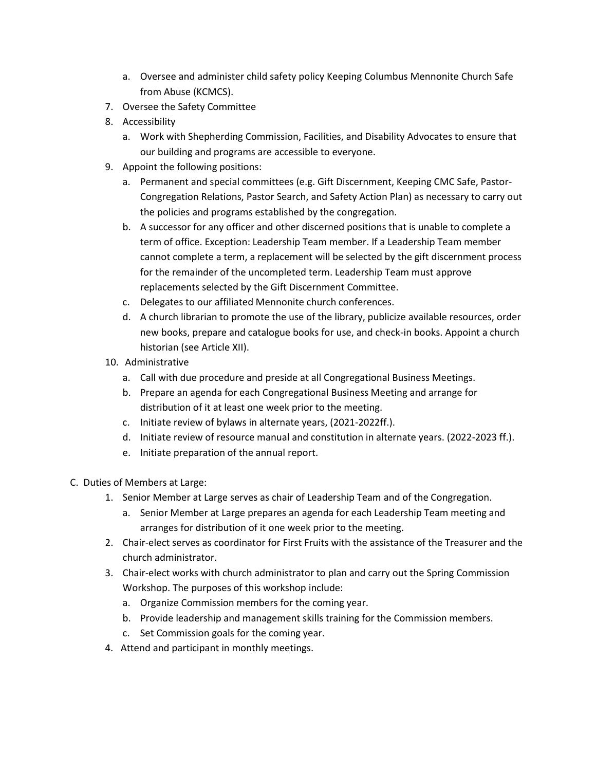a. Oversee and administer child safety policy Keeping Columbus Mennonite Church Safe from Abuse (KCMCS).
7. Oversee the Safety Committee
8. Accessibility
   a. Work with Shepherding Commission, Facilities, and Disability Advocates to ensure that our building and programs are accessible to everyone.
9. Appoint the following positions:
   a. Permanent and special committees (e.g. Gift Discernment, Keeping CMC Safe, Pastor-Congregation Relations, Pastor Search, and Safety Action Plan) as necessary to carry out the policies and programs established by the congregation.
   b. A successor for any officer and other discerned positions that is unable to complete a term of office. Exception: Leadership Team member. If a Leadership Team member cannot complete a term, a replacement will be selected by the gift discernment process for the remainder of the uncompleted term. Leadership Team must approve replacements selected by the Gift Discernment Committee.
   c. Delegates to our affiliated Mennonite church conferences.
   d. A church librarian to promote the use of the library, publicize available resources, order new books, prepare and catalogue books for use, and check-in books. Appoint a church historian (see Article XII).
10. Administrative
    a. Call with due procedure and preside at all Congregational Business Meetings.
    b. Prepare an agenda for each Congregational Business Meeting and arrange for distribution of it at least one week prior to the meeting.
    c. Initiate review of bylaws in alternate years, (2021-2022ff.).
    d. Initiate review of resource manual and constitution in alternate years. (2022-2023 ff.).
    e. Initiate preparation of the annual report.

C. Duties of Members at Large:
   1. Senior Member at Large serves as chair of Leadership Team and of the Congregation.
      a. Senior Member at Large prepares an agenda for each Leadership Team meeting and arranges for distribution of it one week prior to the meeting.
   2. Chair-elect serves as coordinator for First Fruits with the assistance of the Treasurer and the church administrator.
   3. Chair-elect works with church administrator to plan and carry out the Spring Commission Workshop. The purposes of this workshop include:
      a. Organize Commission members for the coming year.
      b. Provide leadership and management skills training for the Commission members.
      c. Set Commission goals for the coming year.
   4. Attend and participant in monthly meetings.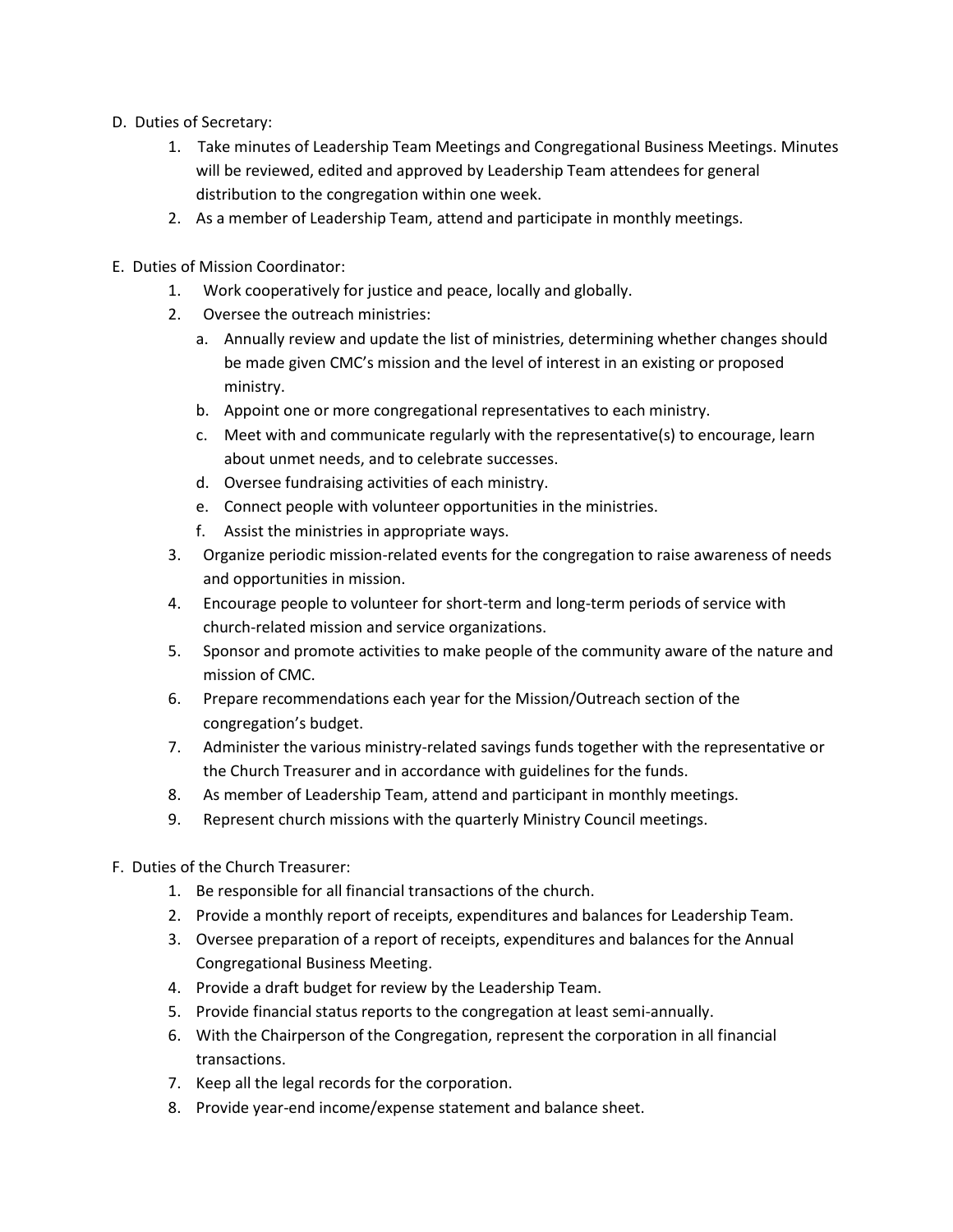D. Duties of Secretary:

1. Take minutes of Leadership Team Meetings and Congregational Business Meetings. Minutes will be reviewed, edited and approved by Leadership Team attendees for general distribution to the congregation within one week.
2. As a member of Leadership Team, attend and participate in monthly meetings.

E. Duties of Mission Coordinator:

1. Work cooperatively for justice and peace, locally and globally.
2. Oversee the outreach ministries:
   a. Annually review and update the list of ministries, determining whether changes should be made given CMC's mission and the level of interest in an existing or proposed ministry.
   b. Appoint one or more congregational representatives to each ministry.
   c. Meet with and communicate regularly with the representative(s) to encourage, learn about unmet needs, and to celebrate successes.
   d. Oversee fundraising activities of each ministry.
   e. Connect people with volunteer opportunities in the ministries.
   f. Assist the ministries in appropriate ways.
3. Organize periodic mission-related events for the congregation to raise awareness of needs and opportunities in mission.
4. Encourage people to volunteer for short-term and long-term periods of service with church-related mission and service organizations.
5. Sponsor and promote activities to make people of the community aware of the nature and mission of CMC.
6. Prepare recommendations each year for the Mission/Outreach section of the congregation's budget.
7. Administer the various ministry-related savings funds together with the representative or the Church Treasurer and in accordance with guidelines for the funds.
8. As member of Leadership Team, attend and participant in monthly meetings.
9. Represent church missions with the quarterly Ministry Council meetings.

F. Duties of the Church Treasurer:

1. Be responsible for all financial transactions of the church.
2. Provide a monthly report of receipts, expenditures and balances for Leadership Team.
3. Oversee preparation of a report of receipts, expenditures and balances for the Annual Congregational Business Meeting.
4. Provide a draft budget for review by the Leadership Team.
5. Provide financial status reports to the congregation at least semi-annually.
6. With the Chairperson of the Congregation, represent the corporation in all financial transactions.
7. Keep all the legal records for the corporation.
8. Provide year-end income/expense statement and balance sheet.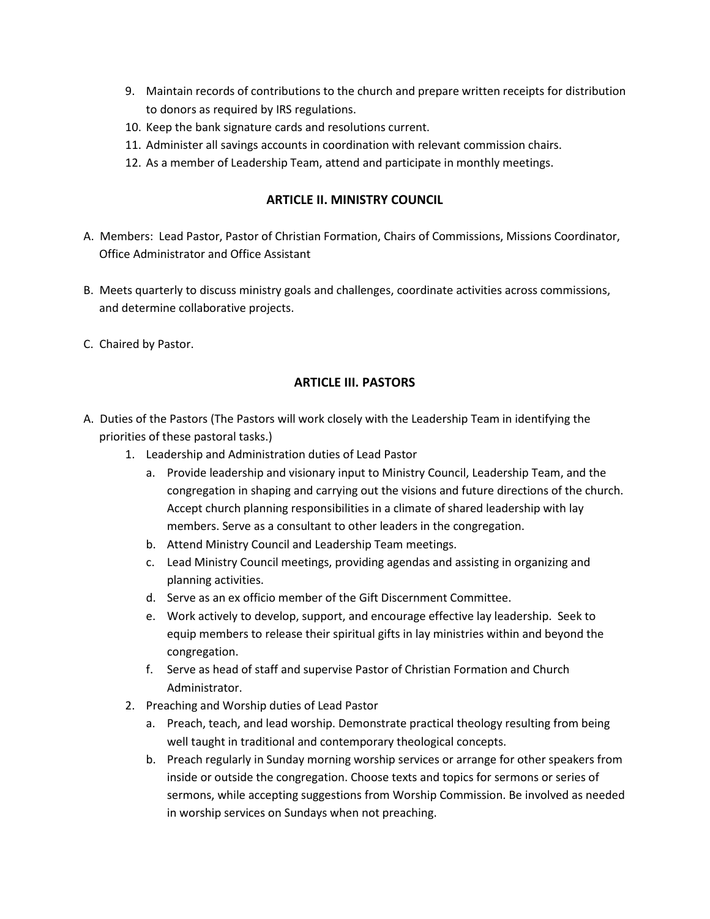9. Maintain records of contributions to the church and prepare written receipts for distribution to donors as required by IRS regulations.
10. Keep the bank signature cards and resolutions current.
11. Administer all savings accounts in coordination with relevant commission chairs.
12. As a member of Leadership Team, attend and participate in monthly meetings.

## ARTICLE II. MINISTRY COUNCIL

A. Members: Lead Pastor, Pastor of Christian Formation, Chairs of Commissions, Missions Coordinator, Office Administrator and Office Assistant

B. Meets quarterly to discuss ministry goals and challenges, coordinate activities across commissions, and determine collaborative projects.

C. Chaired by Pastor.

## ARTICLE III. PASTORS

A. Duties of the Pastors (The Pastors will work closely with the Leadership Team in identifying the priorities of these pastoral tasks.)
   1. Leadership and Administration duties of Lead Pastor
      a. Provide leadership and visionary input to Ministry Council, Leadership Team, and the congregation in shaping and carrying out the visions and future directions of the church. Accept church planning responsibilities in a climate of shared leadership with lay members. Serve as a consultant to other leaders in the congregation.
      b. Attend Ministry Council and Leadership Team meetings.
      c. Lead Ministry Council meetings, providing agendas and assisting in organizing and planning activities.
      d. Serve as an ex officio member of the Gift Discernment Committee.
      e. Work actively to develop, support, and encourage effective lay leadership. Seek to equip members to release their spiritual gifts in lay ministries within and beyond the congregation.
      f. Serve as head of staff and supervise Pastor of Christian Formation and Church Administrator.
   2. Preaching and Worship duties of Lead Pastor
      a. Preach, teach, and lead worship. Demonstrate practical theology resulting from being well taught in traditional and contemporary theological concepts.
      b. Preach regularly in Sunday morning worship services or arrange for other speakers from inside or outside the congregation. Choose texts and topics for sermons or series of sermons, while accepting suggestions from Worship Commission. Be involved as needed in worship services on Sundays when not preaching.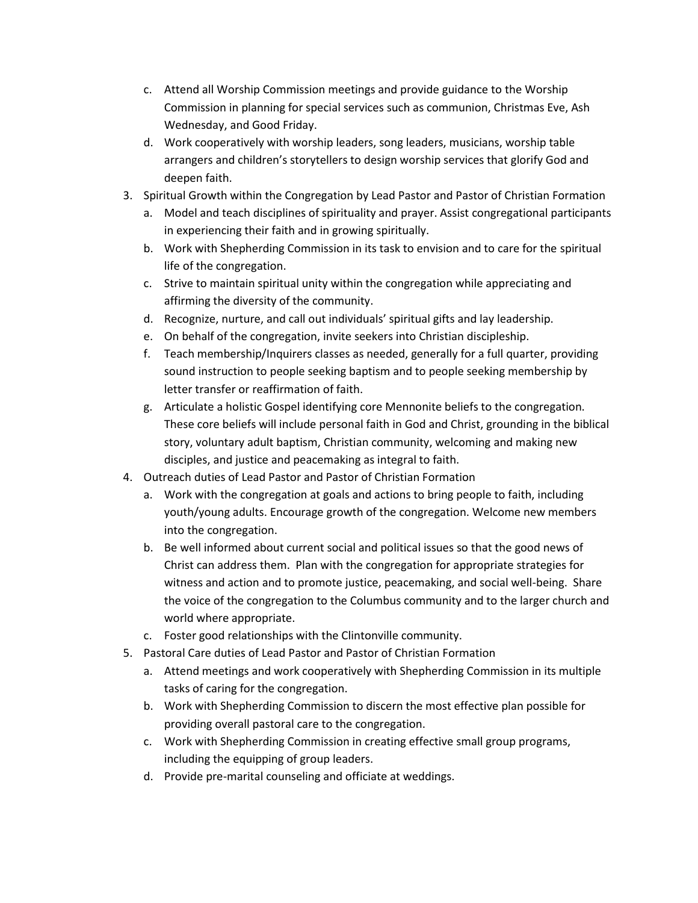c. Attend all Worship Commission meetings and provide guidance to the Worship Commission in planning for special services such as communion, Christmas Eve, Ash Wednesday, and Good Friday.
   d. Work cooperatively with worship leaders, song leaders, musicians, worship table arrangers and children's storytellers to design worship services that glorify God and deepen faith.
3. Spiritual Growth within the Congregation by Lead Pastor and Pastor of Christian Formation
   a. Model and teach disciplines of spirituality and prayer. Assist congregational participants in experiencing their faith and in growing spiritually.
   b. Work with Shepherding Commission in its task to envision and to care for the spiritual life of the congregation.
   c. Strive to maintain spiritual unity within the congregation while appreciating and affirming the diversity of the community.
   d. Recognize, nurture, and call out individuals' spiritual gifts and lay leadership.
   e. On behalf of the congregation, invite seekers into Christian discipleship.
   f. Teach membership/Inquirers classes as needed, generally for a full quarter, providing sound instruction to people seeking baptism and to people seeking membership by letter transfer or reaffirmation of faith.
   g. Articulate a holistic Gospel identifying core Mennonite beliefs to the congregation. These core beliefs will include personal faith in God and Christ, grounding in the biblical story, voluntary adult baptism, Christian community, welcoming and making new disciples, and justice and peacemaking as integral to faith.
4. Outreach duties of Lead Pastor and Pastor of Christian Formation
   a. Work with the congregation at goals and actions to bring people to faith, including youth/young adults. Encourage growth of the congregation. Welcome new members into the congregation.
   b. Be well informed about current social and political issues so that the good news of Christ can address them. Plan with the congregation for appropriate strategies for witness and action and to promote justice, peacemaking, and social well-being. Share the voice of the congregation to the Columbus community and to the larger church and world where appropriate.
   c. Foster good relationships with the Clintonville community.
5. Pastoral Care duties of Lead Pastor and Pastor of Christian Formation
   a. Attend meetings and work cooperatively with Shepherding Commission in its multiple tasks of caring for the congregation.
   b. Work with Shepherding Commission to discern the most effective plan possible for providing overall pastoral care to the congregation.
   c. Work with Shepherding Commission in creating effective small group programs, including the equipping of group leaders.
   d. Provide pre-marital counseling and officiate at weddings.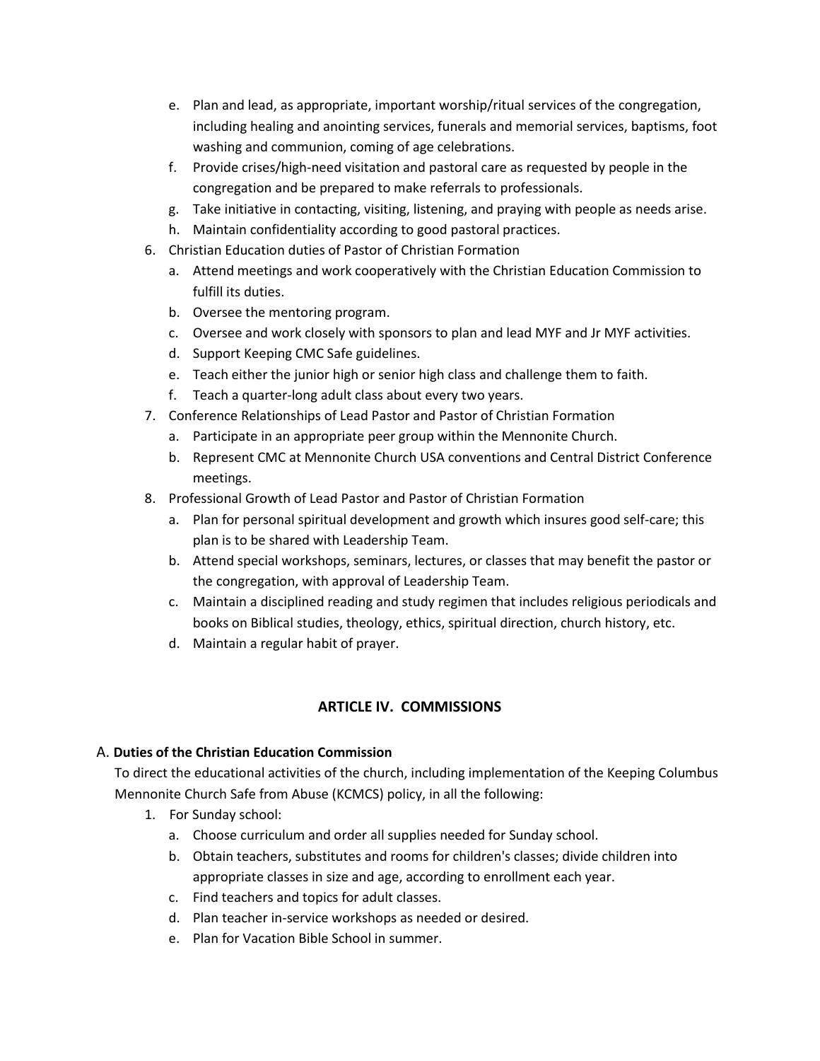e. Plan and lead, as appropriate, important worship/ritual services of the congregation, including healing and anointing services, funerals and memorial services, baptisms, foot washing and communion, coming of age celebrations.
   f. Provide crises/high-need visitation and pastoral care as requested by people in the congregation and be prepared to make referrals to professionals.
   g. Take initiative in contacting, visiting, listening, and praying with people as needs arise.
   h. Maintain confidentiality according to good pastoral practices.

6. Christian Education duties of Pastor of Christian Formation
   a. Attend meetings and work cooperatively with the Christian Education Commission to fulfill its duties.
   b. Oversee the mentoring program.
   c. Oversee and work closely with sponsors to plan and lead MYF and Jr MYF activities.
   d. Support Keeping CMC Safe guidelines.
   e. Teach either the junior high or senior high class and challenge them to faith.
   f. Teach a quarter-long adult class about every two years.
7. Conference Relationships of Lead Pastor and Pastor of Christian Formation
   a. Participate in an appropriate peer group within the Mennonite Church.
   b. Represent CMC at Mennonite Church USA conventions and Central District Conference meetings.
8. Professional Growth of Lead Pastor and Pastor of Christian Formation
   a. Plan for personal spiritual development and growth which insures good self-care; this plan is to be shared with Leadership Team.
   b. Attend special workshops, seminars, lectures, or classes that may benefit the pastor or the congregation, with approval of Leadership Team.
   c. Maintain a disciplined reading and study regimen that includes religious periodicals and books on Biblical studies, theology, ethics, spiritual direction, church history, etc.
   d. Maintain a regular habit of prayer.

## ARTICLE IV. COMMISSIONS

A. **Duties of the Christian Education Commission**

To direct the educational activities of the church, including implementation of the Keeping Columbus Mennonite Church Safe from Abuse (KCMCS) policy, in all the following:

1. For Sunday school:
   a. Choose curriculum and order all supplies needed for Sunday school.
   b. Obtain teachers, substitutes and rooms for children's classes; divide children into appropriate classes in size and age, according to enrollment each year.
   c. Find teachers and topics for adult classes.
   d. Plan teacher in-service workshops as needed or desired.
   e. Plan for Vacation Bible School in summer.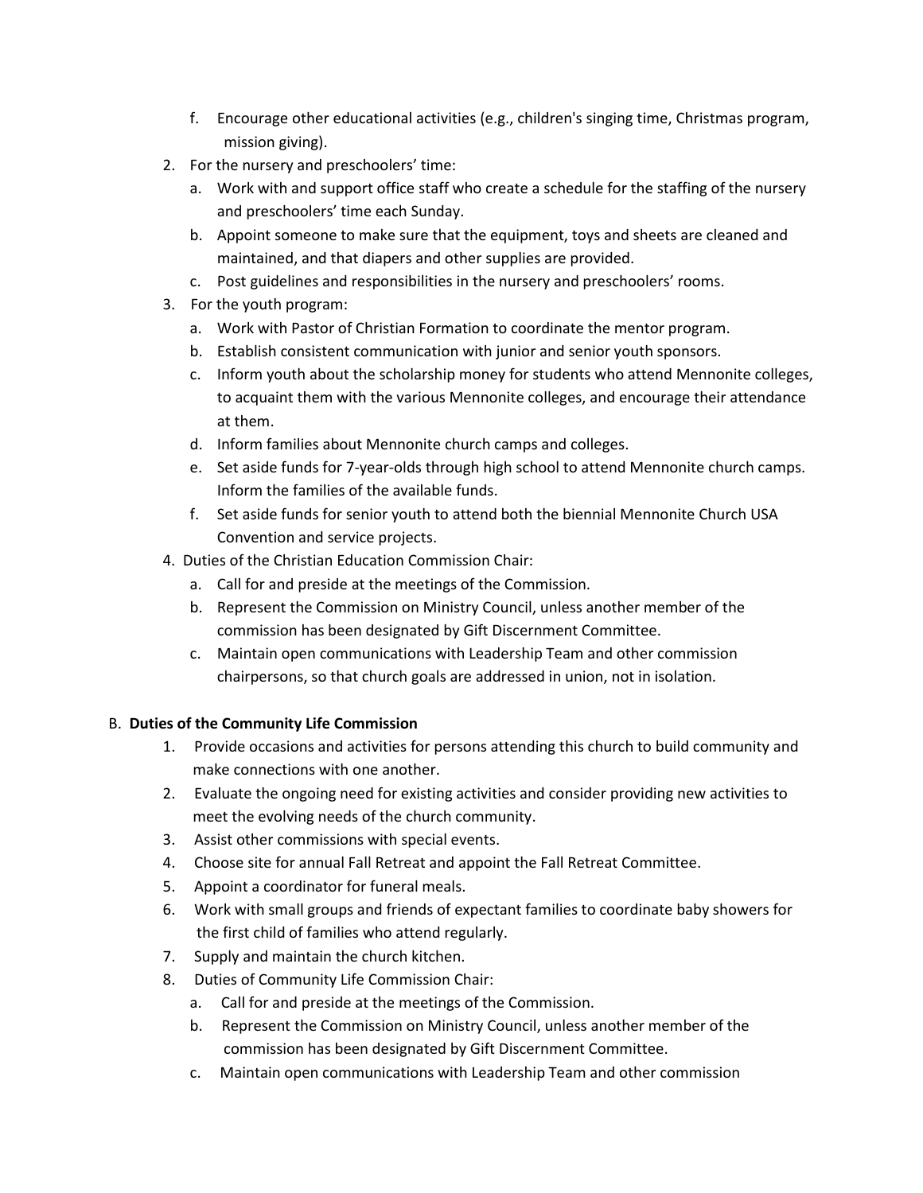f. Encourage other educational activities (e.g., children's singing time, Christmas program, mission giving).

2. For the nursery and preschoolers' time:
   a. Work with and support office staff who create a schedule for the staffing of the nursery and preschoolers' time each Sunday.
   b. Appoint someone to make sure that the equipment, toys and sheets are cleaned and maintained, and that diapers and other supplies are provided.
   c. Post guidelines and responsibilities in the nursery and preschoolers' rooms.
3. For the youth program:
   a. Work with Pastor of Christian Formation to coordinate the mentor program.
   b. Establish consistent communication with junior and senior youth sponsors.
   c. Inform youth about the scholarship money for students who attend Mennonite colleges, to acquaint them with the various Mennonite colleges, and encourage their attendance at them.
   d. Inform families about Mennonite church camps and colleges.
   e. Set aside funds for 7-year-olds through high school to attend Mennonite church camps. Inform the families of the available funds.
   f. Set aside funds for senior youth to attend both the biennial Mennonite Church USA Convention and service projects.
4. Duties of the Christian Education Commission Chair:
   a. Call for and preside at the meetings of the Commission.
   b. Represent the Commission on Ministry Council, unless another member of the commission has been designated by Gift Discernment Committee.
   c. Maintain open communications with Leadership Team and other commission chairpersons, so that church goals are addressed in union, not in isolation.

B. **Duties of the Community Life Commission**

1. Provide occasions and activities for persons attending this church to build community and make connections with one another.
2. Evaluate the ongoing need for existing activities and consider providing new activities to meet the evolving needs of the church community.
3. Assist other commissions with special events.
4. Choose site for annual Fall Retreat and appoint the Fall Retreat Committee.
5. Appoint a coordinator for funeral meals.
6. Work with small groups and friends of expectant families to coordinate baby showers for the first child of families who attend regularly.
7. Supply and maintain the church kitchen.
8. Duties of Community Life Commission Chair:
   a. Call for and preside at the meetings of the Commission.
   b. Represent the Commission on Ministry Council, unless another member of the commission has been designated by Gift Discernment Committee.
   c. Maintain open communications with Leadership Team and other commission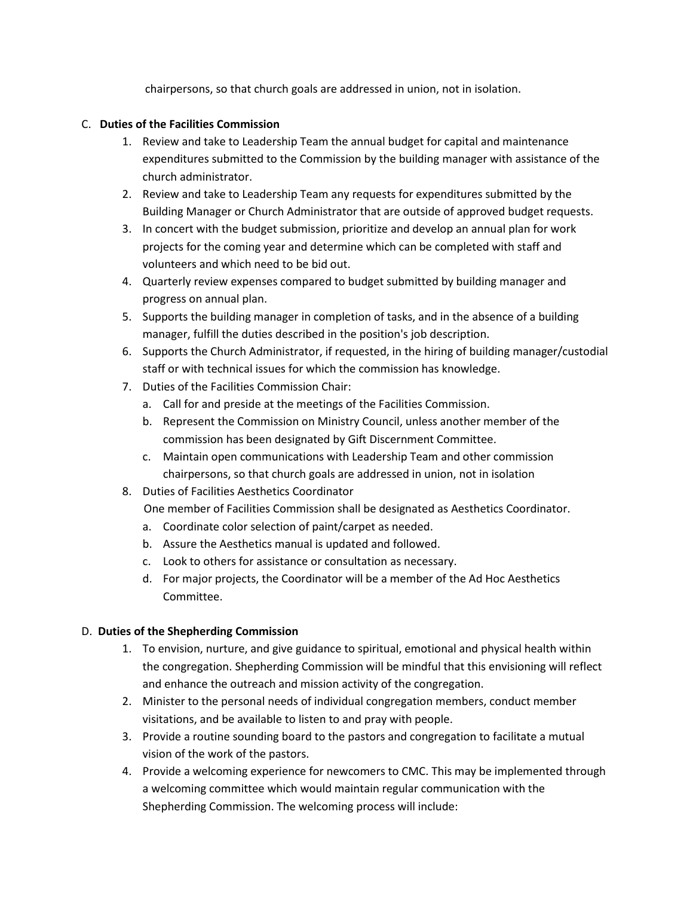chairpersons, so that church goals are addressed in union, not in isolation.

C. **Duties of the Facilities Commission**

1. Review and take to Leadership Team the annual budget for capital and maintenance expenditures submitted to the Commission by the building manager with assistance of the church administrator.
2. Review and take to Leadership Team any requests for expenditures submitted by the Building Manager or Church Administrator that are outside of approved budget requests.
3. In concert with the budget submission, prioritize and develop an annual plan for work projects for the coming year and determine which can be completed with staff and volunteers and which need to be bid out.
4. Quarterly review expenses compared to budget submitted by building manager and progress on annual plan.
5. Supports the building manager in completion of tasks, and in the absence of a building manager, fulfill the duties described in the position's job description.
6. Supports the Church Administrator, if requested, in the hiring of building manager/custodial staff or with technical issues for which the commission has knowledge.
7. Duties of the Facilities Commission Chair:
   a. Call for and preside at the meetings of the Facilities Commission.
   b. Represent the Commission on Ministry Council, unless another member of the commission has been designated by Gift Discernment Committee.
   c. Maintain open communications with Leadership Team and other commission chairpersons, so that church goals are addressed in union, not in isolation
8. Duties of Facilities Aesthetics Coordinator
   One member of Facilities Commission shall be designated as Aesthetics Coordinator.
   a. Coordinate color selection of paint/carpet as needed.
   b. Assure the Aesthetics manual is updated and followed.
   c. Look to others for assistance or consultation as necessary.
   d. For major projects, the Coordinator will be a member of the Ad Hoc Aesthetics Committee.

D. **Duties of the Shepherding Commission**

1. To envision, nurture, and give guidance to spiritual, emotional and physical health within the congregation. Shepherding Commission will be mindful that this envisioning will reflect and enhance the outreach and mission activity of the congregation.
2. Minister to the personal needs of individual congregation members, conduct member visitations, and be available to listen to and pray with people.
3. Provide a routine sounding board to the pastors and congregation to facilitate a mutual vision of the work of the pastors.
4. Provide a welcoming experience for newcomers to CMC. This may be implemented through a welcoming committee which would maintain regular communication with the Shepherding Commission. The welcoming process will include: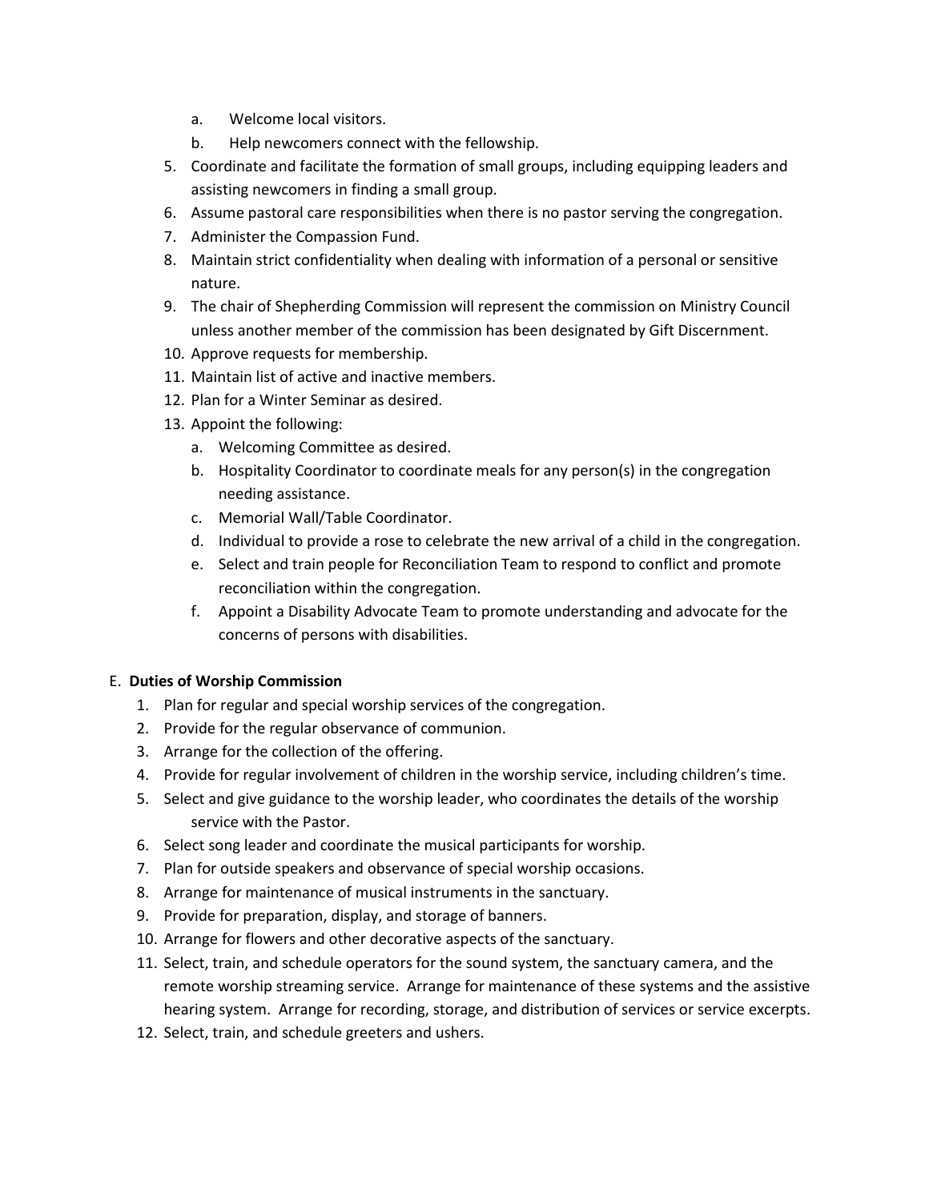a. Welcome local visitors.
   b. Help newcomers connect with the fellowship.
5. Coordinate and facilitate the formation of small groups, including equipping leaders and assisting newcomers in finding a small group.
6. Assume pastoral care responsibilities when there is no pastor serving the congregation.
7. Administer the Compassion Fund.
8. Maintain strict confidentiality when dealing with information of a personal or sensitive nature.
9. The chair of Shepherding Commission will represent the commission on Ministry Council unless another member of the commission has been designated by Gift Discernment.
10. Approve requests for membership.
11. Maintain list of active and inactive members.
12. Plan for a Winter Seminar as desired.
13. Appoint the following:
    a. Welcoming Committee as desired.
    b. Hospitality Coordinator to coordinate meals for any person(s) in the congregation needing assistance.
    c. Memorial Wall/Table Coordinator.
    d. Individual to provide a rose to celebrate the new arrival of a child in the congregation.
    e. Select and train people for Reconciliation Team to respond to conflict and promote reconciliation within the congregation.
    f. Appoint a Disability Advocate Team to promote understanding and advocate for the concerns of persons with disabilities.

E. **Duties of Worship Commission**

1. Plan for regular and special worship services of the congregation.
2. Provide for the regular observance of communion.
3. Arrange for the collection of the offering.
4. Provide for regular involvement of children in the worship service, including children's time.
5. Select and give guidance to the worship leader, who coordinates the details of the worship service with the Pastor.
6. Select song leader and coordinate the musical participants for worship.
7. Plan for outside speakers and observance of special worship occasions.
8. Arrange for maintenance of musical instruments in the sanctuary.
9. Provide for preparation, display, and storage of banners.
10. Arrange for flowers and other decorative aspects of the sanctuary.
11. Select, train, and schedule operators for the sound system, the sanctuary camera, and the remote worship streaming service. Arrange for maintenance of these systems and the assistive hearing system. Arrange for recording, storage, and distribution of services or service excerpts.
12. Select, train, and schedule greeters and ushers.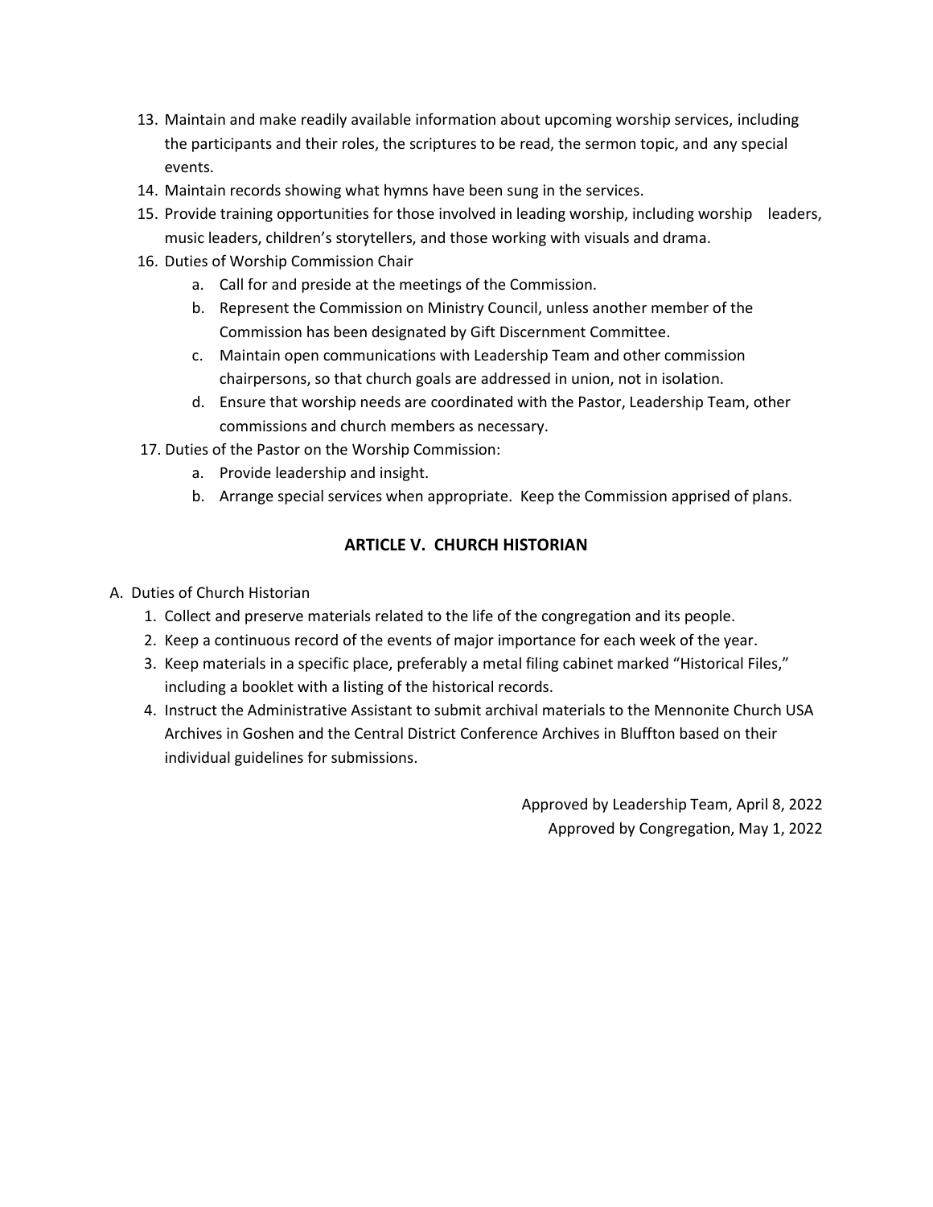13. Maintain and make readily available information about upcoming worship services, including the participants and their roles, the scriptures to be read, the sermon topic, and any special events.
14. Maintain records showing what hymns have been sung in the services.
15. Provide training opportunities for those involved in leading worship, including worship leaders, music leaders, children's storytellers, and those working with visuals and drama.
16. Duties of Worship Commission Chair
    a. Call for and preside at the meetings of the Commission.
    b. Represent the Commission on Ministry Council, unless another member of the Commission has been designated by Gift Discernment Committee.
    c. Maintain open communications with Leadership Team and other commission chairpersons, so that church goals are addressed in union, not in isolation.
    d. Ensure that worship needs are coordinated with the Pastor, Leadership Team, other commissions and church members as necessary.
17. Duties of the Pastor on the Worship Commission:
    a. Provide leadership and insight.
    b. Arrange special services when appropriate. Keep the Commission apprised of plans.

## ARTICLE V. CHURCH HISTORIAN

A. Duties of Church Historian
   1. Collect and preserve materials related to the life of the congregation and its people.
   2. Keep a continuous record of the events of major importance for each week of the year.
   3. Keep materials in a specific place, preferably a metal filing cabinet marked "Historical Files," including a booklet with a listing of the historical records.
   4. Instruct the Administrative Assistant to submit archival materials to the Mennonite Church USA Archives in Goshen and the Central District Conference Archives in Bluffton based on their individual guidelines for submissions.

Approved by Leadership Team, April 8, 2022
Approved by Congregation, May 1, 2022